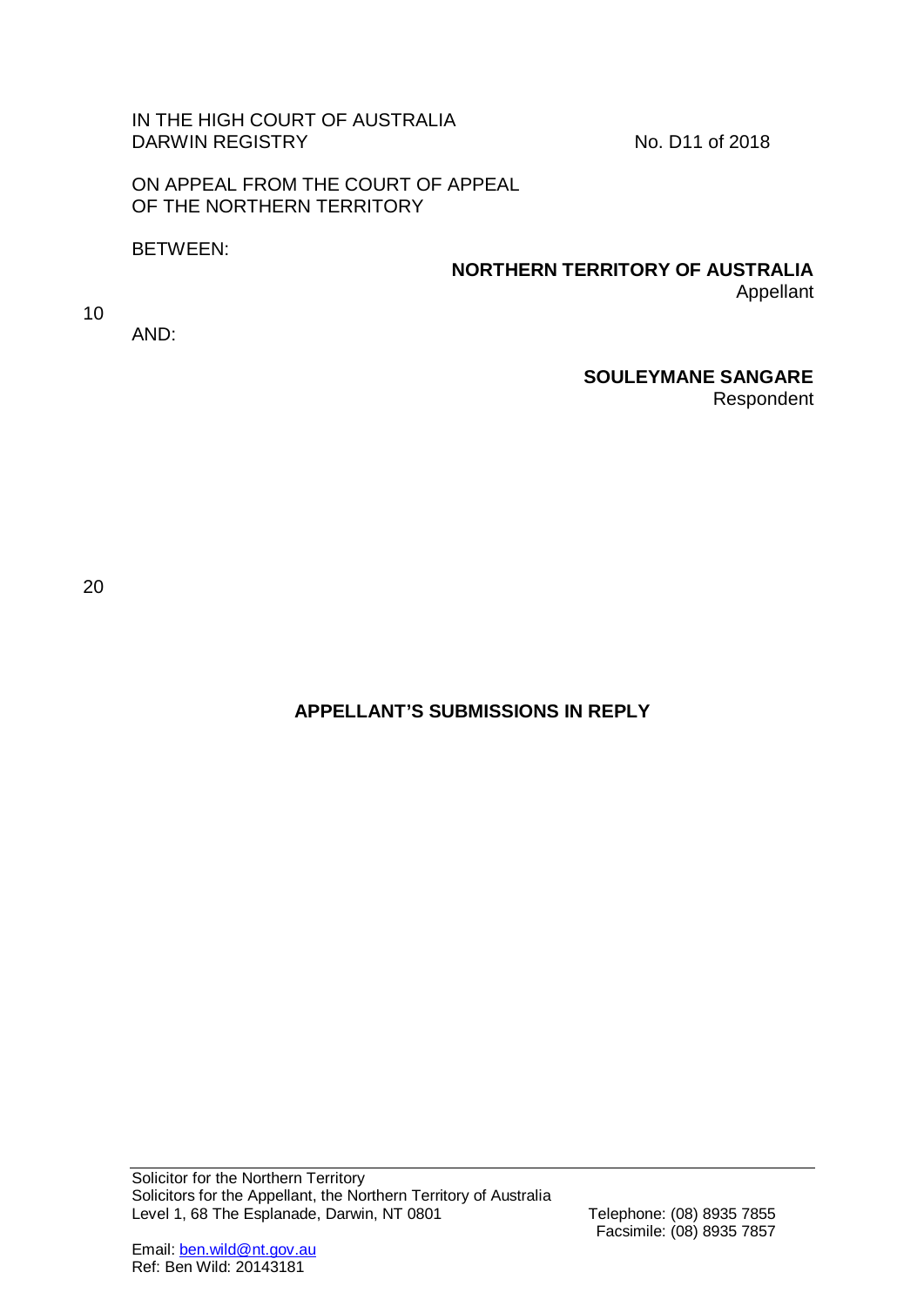IN THE HIGH COURT OF AUSTRALIA
DARWIN REGISTRY

No. D11 of 2018

ON APPEAL FROM THE COURT OF APPEAL
OF THE NORTHERN TERRITORY

BETWEEN:

**NORTHERN TERRITORY OF AUSTRALIA**
Appellant

AND:

**SOULEYMANE SANGARE**
Respondent

**APPELLANT'S SUBMISSIONS IN REPLY**

Solicitor for the Northern Territory
Solicitors for the Appellant, the Northern Territory of Australia
Level 1, 68 The Esplanade, Darwin, NT 0801

Telephone: (08) 8935 7855
Facsimile: (08) 8935 7857

Email: ben.wild@nt.gov.au
Ref: Ben Wild: 20143181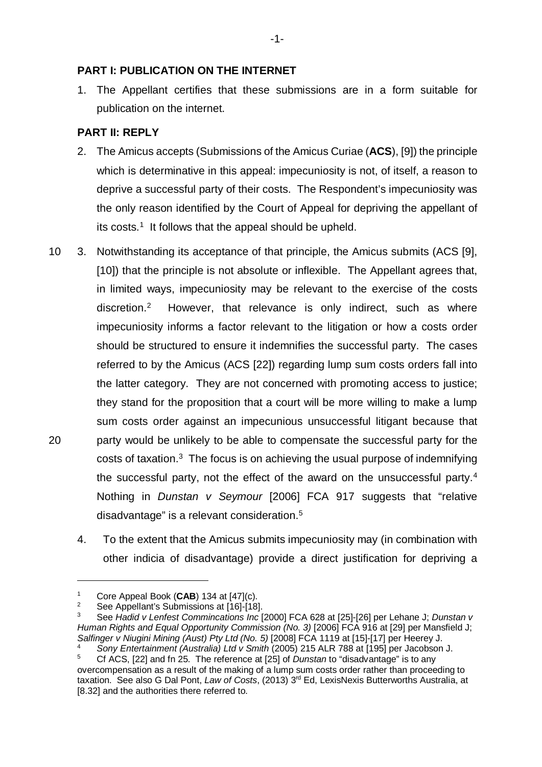## PART I: PUBLICATION ON THE INTERNET

1. The Appellant certifies that these submissions are in a form suitable for publication on the internet.

## PART II: REPLY

2. The Amicus accepts (Submissions of the Amicus Curiae (**ACS**), [9]) the principle which is determinative in this appeal: impecuniosity is not, of itself, a reason to deprive a successful party of their costs. The Respondent's impecuniosity was the only reason identified by the Court of Appeal for depriving the appellant of its costs.[1] It follows that the appeal should be upheld.

3. Notwithstanding its acceptance of that principle, the Amicus submits (ACS [9], [10]) that the principle is not absolute or inflexible. The Appellant agrees that, in limited ways, impecuniosity may be relevant to the exercise of the costs discretion.[2] However, that relevance is only indirect, such as where impecuniosity informs a factor relevant to the litigation or how a costs order should be structured to ensure it indemnifies the successful party. The cases referred to by the Amicus (ACS [22]) regarding lump sum costs orders fall into the latter category. They are not concerned with promoting access to justice; they stand for the proposition that a court will be more willing to make a lump sum costs order against an impecunious unsuccessful litigant because that party would be unlikely to be able to compensate the successful party for the costs of taxation.[3] The focus is on achieving the usual purpose of indemnifying the successful party, not the effect of the award on the unsuccessful party.[4] Nothing in *Dunstan v Seymour* [2006] FCA 917 suggests that "relative disadvantage" is a relevant consideration.[5]

4. To the extent that the Amicus submits impecuniosity may (in combination with other indicia of disadvantage) provide a direct justification for depriving a

---

[1] Core Appeal Book (**CAB**) 134 at [47](c).

[2] See Appellant's Submissions at [16]-[18].

[3] See *Hadid v Lenfest Commincations Inc* [2000] FCA 628 at [25]-[26] per Lehane J; *Dunstan v Human Rights and Equal Opportunity Commission (No. 3)* [2006] FCA 916 at [29] per Mansfield J; *Salfinger v Niugini Mining (Aust) Pty Ltd (No. 5)* [2008] FCA 1119 at [15]-[17] per Heerey J.

[4] *Sony Entertainment (Australia) Ltd v Smith* (2005) 215 ALR 788 at [195] per Jacobson J.

[5] Cf ACS, [22] and fn 25. The reference at [25] of *Dunstan* to "disadvantage" is to any overcompensation as a result of the making of a lump sum costs order rather than proceeding to taxation. See also G Dal Pont, *Law of Costs*, (2013) 3rd Ed, LexisNexis Butterworths Australia, at [8.32] and the authorities there referred to.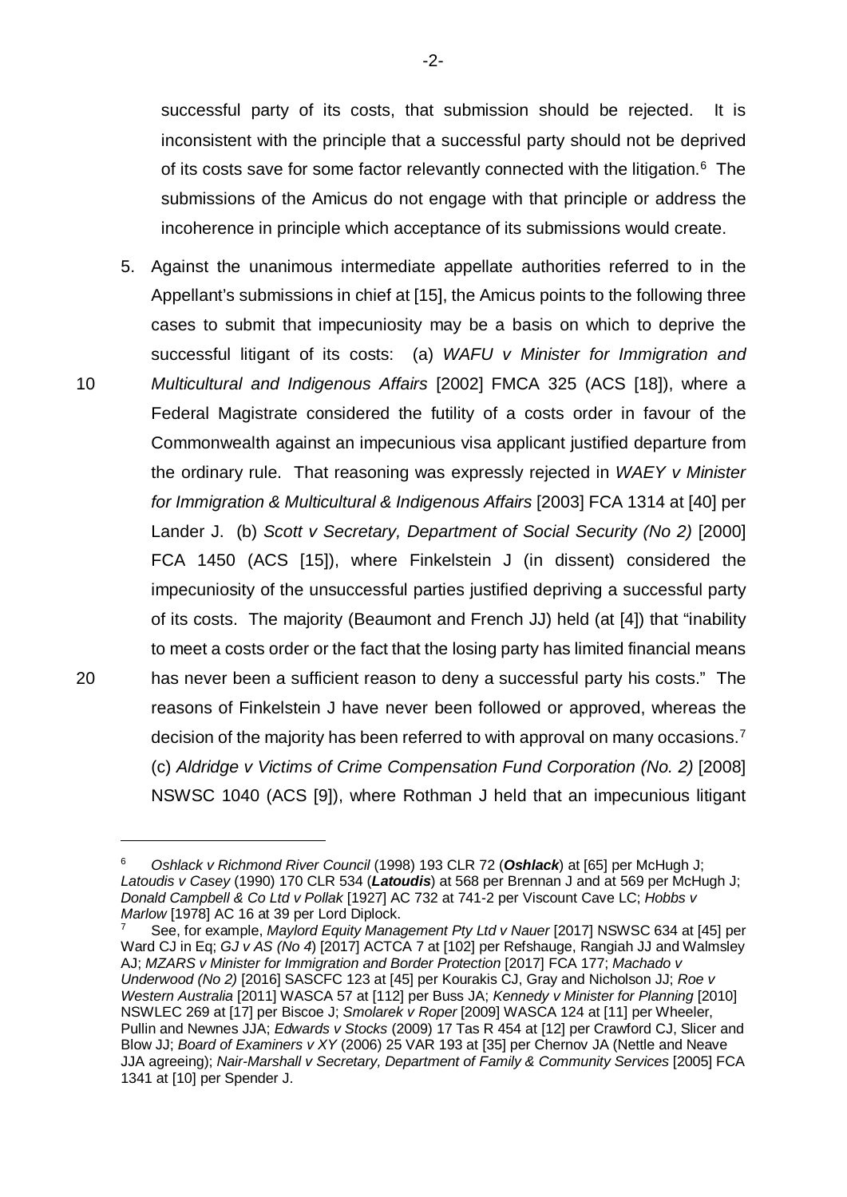successful party of its costs, that submission should be rejected. It is inconsistent with the principle that a successful party should not be deprived of its costs save for some factor relevantly connected with the litigation.[6] The submissions of the Amicus do not engage with that principle or address the incoherence in principle which acceptance of its submissions would create.

5. Against the unanimous intermediate appellate authorities referred to in the Appellant's submissions in chief at [15], the Amicus points to the following three cases to submit that impecuniosity may be a basis on which to deprive the successful litigant of its costs: (a) *WAFU v Minister for Immigration and Multicultural and Indigenous Affairs* [2002] FMCA 325 (ACS [18]), where a Federal Magistrate considered the futility of a costs order in favour of the Commonwealth against an impecunious visa applicant justified departure from the ordinary rule. That reasoning was expressly rejected in *WAEY v Minister for Immigration & Multicultural & Indigenous Affairs* [2003] FCA 1314 at [40] per Lander J. (b) *Scott v Secretary, Department of Social Security (No 2)* [2000] FCA 1450 (ACS [15]), where Finkelstein J (in dissent) considered the impecuniosity of the unsuccessful parties justified depriving a successful party of its costs. The majority (Beaumont and French JJ) held (at [4]) that "inability to meet a costs order or the fact that the losing party has limited financial means has never been a sufficient reason to deny a successful party his costs." The reasons of Finkelstein J have never been followed or approved, whereas the decision of the majority has been referred to with approval on many occasions.[7] (c) *Aldridge v Victims of Crime Compensation Fund Corporation (No. 2)* [2008] NSWSC 1040 (ACS [9]), where Rothman J held that an impecunious litigant

---

[6] *Oshlack v Richmond River Council* (1998) 193 CLR 72 (***Oshlack***) at [65] per McHugh J; *Latoudis v Casey* (1990) 170 CLR 534 (***Latoudis***) at 568 per Brennan J and at 569 per McHugh J; *Donald Campbell & Co Ltd v Pollak* [1927] AC 732 at 741-2 per Viscount Cave LC; *Hobbs v Marlow* [1978] AC 16 at 39 per Lord Diplock.

[7] See, for example, *Maylord Equity Management Pty Ltd v Nauer* [2017] NSWSC 634 at [45] per Ward CJ in Eq; *GJ v AS (No 4*) [2017] ACTCA 7 at [102] per Refshauge, Rangiah JJ and Walmsley AJ; *MZARS v Minister for Immigration and Border Protection* [2017] FCA 177; *Machado v Underwood (No 2)* [2016] SASCFC 123 at [45] per Kourakis CJ, Gray and Nicholson JJ; *Roe v Western Australia* [2011] WASCA 57 at [112] per Buss JA; *Kennedy v Minister for Planning* [2010] NSWLEC 269 at [17] per Biscoe J; *Smolarek v Roper* [2009] WASCA 124 at [11] per Wheeler, Pullin and Newnes JJA; *Edwards v Stocks* (2009) 17 Tas R 454 at [12] per Crawford CJ, Slicer and Blow JJ; *Board of Examiners v XY* (2006) 25 VAR 193 at [35] per Chernov JA (Nettle and Neave JJA agreeing); *Nair-Marshall v Secretary, Department of Family & Community Services* [2005] FCA 1341 at [10] per Spender J.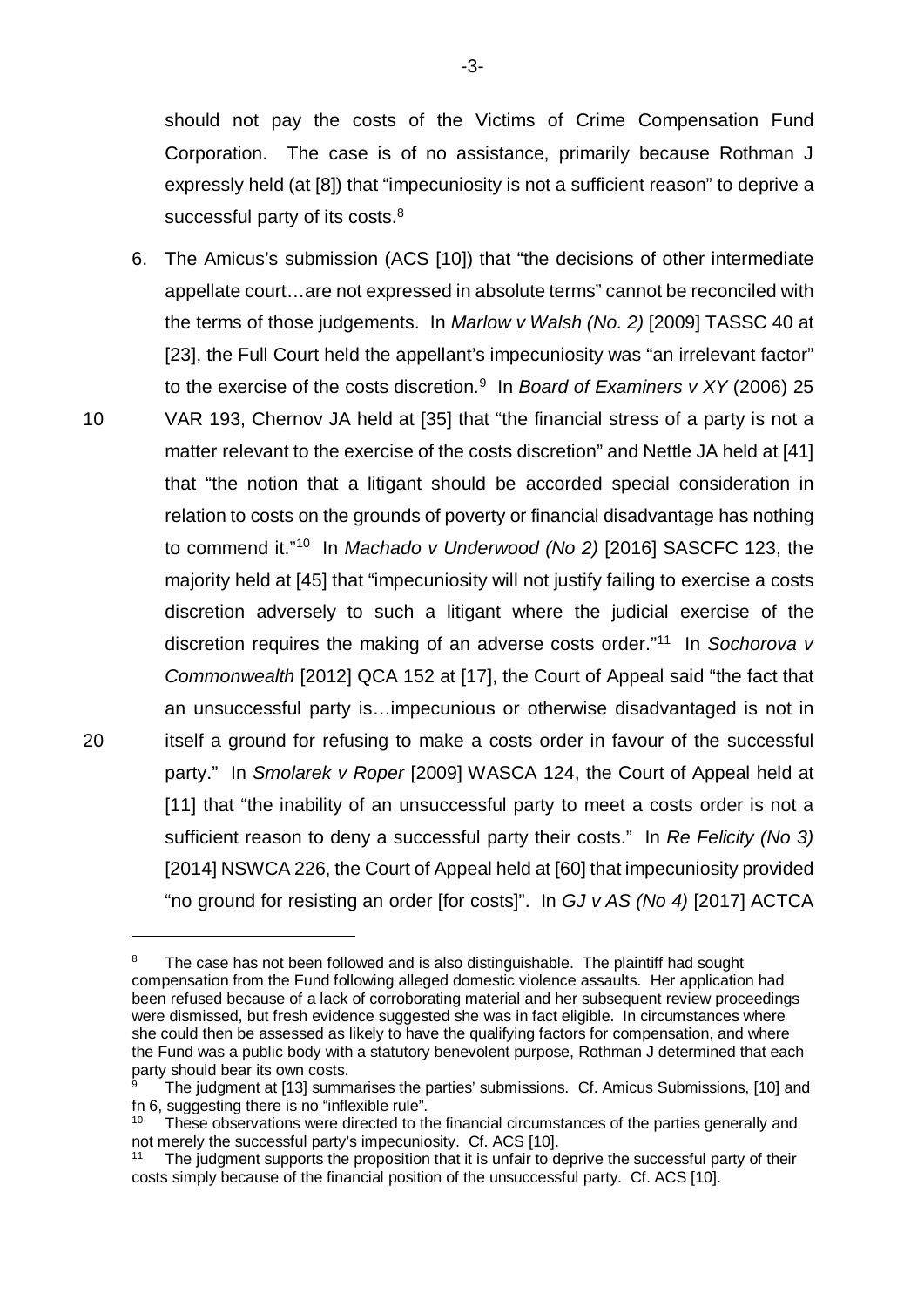should not pay the costs of the Victims of Crime Compensation Fund Corporation. The case is of no assistance, primarily because Rothman J expressly held (at [8]) that "impecuniosity is not a sufficient reason" to deprive a successful party of its costs.[8]

6. The Amicus's submission (ACS [10]) that "the decisions of other intermediate appellate court…are not expressed in absolute terms" cannot be reconciled with the terms of those judgements. In *Marlow v Walsh (No. 2)* [2009] TASSC 40 at [23], the Full Court held the appellant's impecuniosity was "an irrelevant factor" to the exercise of the costs discretion.[9] In *Board of Examiners v XY* (2006) 25 VAR 193, Chernov JA held at [35] that "the financial stress of a party is not a matter relevant to the exercise of the costs discretion" and Nettle JA held at [41] that "the notion that a litigant should be accorded special consideration in relation to costs on the grounds of poverty or financial disadvantage has nothing to commend it."[10] In *Machado v Underwood (No 2)* [2016] SASCFC 123, the majority held at [45] that "impecuniosity will not justify failing to exercise a costs discretion adversely to such a litigant where the judicial exercise of the discretion requires the making of an adverse costs order."[11] In *Sochorova v Commonwealth* [2012] QCA 152 at [17], the Court of Appeal said "the fact that an unsuccessful party is…impecunious or otherwise disadvantaged is not in itself a ground for refusing to make a costs order in favour of the successful party." In *Smolarek v Roper* [2009] WASCA 124, the Court of Appeal held at [11] that "the inability of an unsuccessful party to meet a costs order is not a sufficient reason to deny a successful party their costs." In *Re Felicity (No 3)* [2014] NSWCA 226, the Court of Appeal held at [60] that impecuniosity provided "no ground for resisting an order [for costs]". In *GJ v AS (No 4)* [2017] ACTCA

---

[8] The case has not been followed and is also distinguishable. The plaintiff had sought compensation from the Fund following alleged domestic violence assaults. Her application had been refused because of a lack of corroborating material and her subsequent review proceedings were dismissed, but fresh evidence suggested she was in fact eligible. In circumstances where she could then be assessed as likely to have the qualifying factors for compensation, and where the Fund was a public body with a statutory benevolent purpose, Rothman J determined that each party should bear its own costs.

[9] The judgment at [13] summarises the parties' submissions. Cf. Amicus Submissions, [10] and fn 6, suggesting there is no "inflexible rule".

[10] These observations were directed to the financial circumstances of the parties generally and not merely the successful party's impecuniosity. Cf. ACS [10].

[11] The judgment supports the proposition that it is unfair to deprive the successful party of their costs simply because of the financial position of the unsuccessful party. Cf. ACS [10].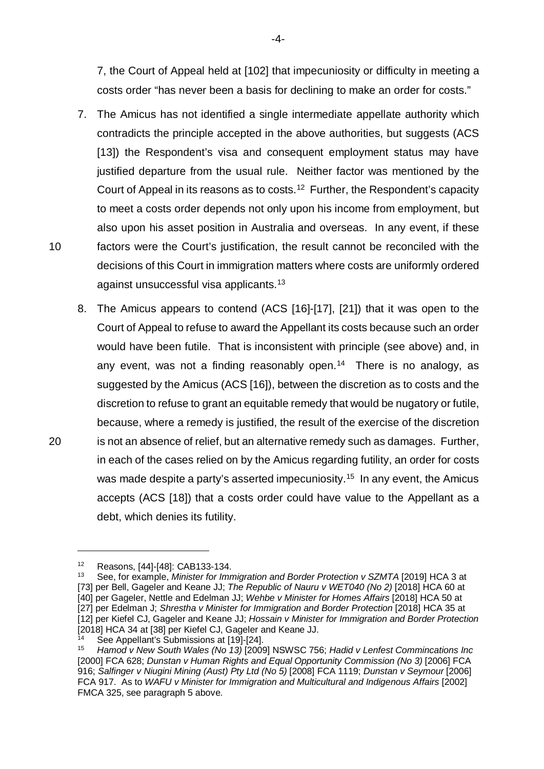7, the Court of Appeal held at [102] that impecuniosity or difficulty in meeting a costs order "has never been a basis for declining to make an order for costs."

7. The Amicus has not identified a single intermediate appellate authority which contradicts the principle accepted in the above authorities, but suggests (ACS [13]) the Respondent's visa and consequent employment status may have justified departure from the usual rule. Neither factor was mentioned by the Court of Appeal in its reasons as to costs.[12] Further, the Respondent's capacity to meet a costs order depends not only upon his income from employment, but also upon his asset position in Australia and overseas. In any event, if these factors were the Court's justification, the result cannot be reconciled with the decisions of this Court in immigration matters where costs are uniformly ordered against unsuccessful visa applicants.[13]

8. The Amicus appears to contend (ACS [16]-[17], [21]) that it was open to the Court of Appeal to refuse to award the Appellant its costs because such an order would have been futile. That is inconsistent with principle (see above) and, in any event, was not a finding reasonably open.[14] There is no analogy, as suggested by the Amicus (ACS [16]), between the discretion as to costs and the discretion to refuse to grant an equitable remedy that would be nugatory or futile, because, where a remedy is justified, the result of the exercise of the discretion is not an absence of relief, but an alternative remedy such as damages. Further, in each of the cases relied on by the Amicus regarding futility, an order for costs was made despite a party's asserted impecuniosity.[15] In any event, the Amicus accepts (ACS [18]) that a costs order could have value to the Appellant as a debt, which denies its futility.

---

[12] Reasons, [44]-[48]: CAB133-134.

[13] See, for example, *Minister for Immigration and Border Protection v SZMTA* [2019] HCA 3 at [73] per Bell, Gageler and Keane JJ; *The Republic of Nauru v WET040 (No 2)* [2018] HCA 60 at [40] per Gageler, Nettle and Edelman JJ; *Wehbe v Minister for Homes Affairs* [2018] HCA 50 at [27] per Edelman J; *Shrestha v Minister for Immigration and Border Protection* [2018] HCA 35 at [12] per Kiefel CJ, Gageler and Keane JJ; *Hossain v Minister for Immigration and Border Protection* [2018] HCA 34 at [38] per Kiefel CJ, Gageler and Keane JJ.

[14] See Appellant's Submissions at [19]-[24].

[15] *Hamod v New South Wales (No 13)* [2009] NSWSC 756; *Hadid v Lenfest Commincations Inc* [2000] FCA 628; *Dunstan v Human Rights and Equal Opportunity Commission (No 3)* [2006] FCA 916; *Salfinger v Niugini Mining (Aust) Pty Ltd (No 5)* [2008] FCA 1119; *Dunstan v Seymour* [2006] FCA 917. As to *WAFU v Minister for Immigration and Multicultural and Indigenous Affairs* [2002] FMCA 325, see paragraph 5 above.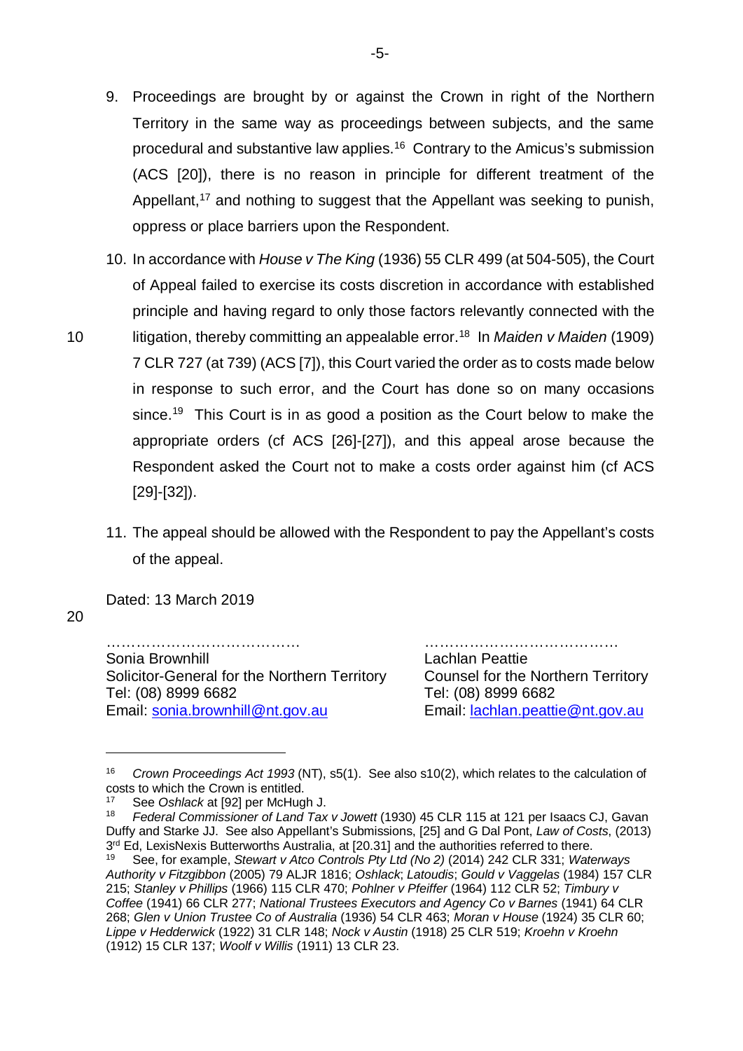9. Proceedings are brought by or against the Crown in right of the Northern Territory in the same way as proceedings between subjects, and the same procedural and substantive law applies.[16] Contrary to the Amicus's submission (ACS [20]), there is no reason in principle for different treatment of the Appellant,[17] and nothing to suggest that the Appellant was seeking to punish, oppress or place barriers upon the Respondent.

10. In accordance with *House v The King* (1936) 55 CLR 499 (at 504-505), the Court of Appeal failed to exercise its costs discretion in accordance with established principle and having regard to only those factors relevantly connected with the litigation, thereby committing an appealable error.[18] In *Maiden v Maiden* (1909) 7 CLR 727 (at 739) (ACS [7]), this Court varied the order as to costs made below in response to such error, and the Court has done so on many occasions since.[19] This Court is in as good a position as the Court below to make the appropriate orders (cf ACS [26]-[27]), and this appeal arose because the Respondent asked the Court not to make a costs order against him (cf ACS [29]-[32]).

11. The appeal should be allowed with the Respondent to pay the Appellant's costs of the appeal.

Dated: 13 March 2019

| | |
|---|---|
| ………………………………… | ………………………………… |
| Sonia Brownhill | Lachlan Peattie |
| Solicitor-General for the Northern Territory | Counsel for the Northern Territory |
| Tel: (08) 8999 6682 | Tel: (08) 8999 6682 |
| Email: sonia.brownhill@nt.gov.au | Email: lachlan.peattie@nt.gov.au |

---

[16] *Crown Proceedings Act 1993* (NT), s5(1). See also s10(2), which relates to the calculation of costs to which the Crown is entitled.

[17] See *Oshlack* at [92] per McHugh J.

[18] *Federal Commissioner of Land Tax v Jowett* (1930) 45 CLR 115 at 121 per Isaacs CJ, Gavan Duffy and Starke JJ. See also Appellant's Submissions, [25] and G Dal Pont, *Law of Costs*, (2013) 3rd Ed, LexisNexis Butterworths Australia, at [20.31] and the authorities referred to there.

[19] See, for example, *Stewart v Atco Controls Pty Ltd (No 2)* (2014) 242 CLR 331; *Waterways Authority v Fitzgibbon* (2005) 79 ALJR 1816; *Oshlack*; *Latoudis*; *Gould v Vaggelas* (1984) 157 CLR 215; *Stanley v Phillips* (1966) 115 CLR 470; *Pohlner v Pfeiffer* (1964) 112 CLR 52; *Timbury v Coffee* (1941) 66 CLR 277; *National Trustees Executors and Agency Co v Barnes* (1941) 64 CLR 268; *Glen v Union Trustee Co of Australia* (1936) 54 CLR 463; *Moran v House* (1924) 35 CLR 60; *Lippe v Hedderwick* (1922) 31 CLR 148; *Nock v Austin* (1918) 25 CLR 519; *Kroehn v Kroehn* (1912) 15 CLR 137; *Woolf v Willis* (1911) 13 CLR 23.